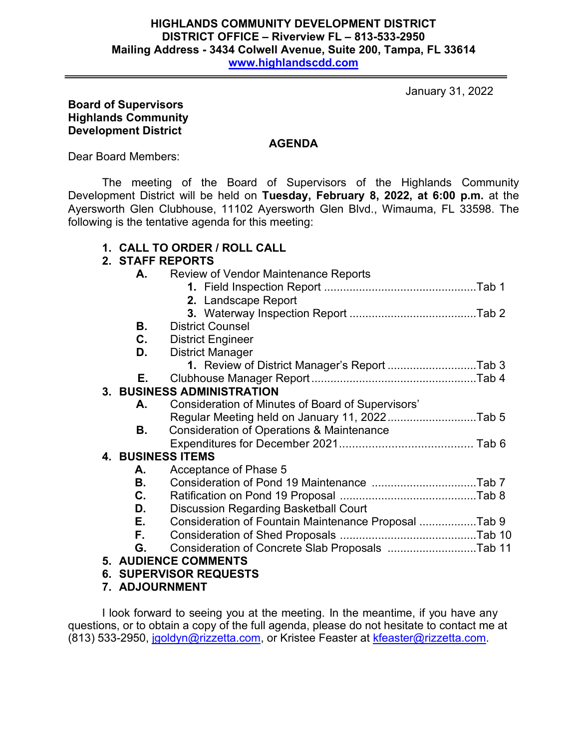**HIGHLANDS COMMUNITY DEVELOPMENT DISTRICT**
**DISTRICT OFFICE – Riverview FL – 813-533-2950**
**Mailing Address - 3434 Colwell Avenue, Suite 200, Tampa, FL 33614**
**www.highlandscdd.com**

---

January 31, 2022

**Board of Supervisors**
**Highlands Community**
**Development District**

**AGENDA**

Dear Board Members:

The meeting of the Board of Supervisors of the Highlands Community Development District will be held on **Tuesday, February 8, 2022, at 6:00 p.m.** at the Ayersworth Glen Clubhouse, 11102 Ayersworth Glen Blvd., Wimauma, FL 33598. The following is the tentative agenda for this meeting:

1. **CALL TO ORDER / ROLL CALL**
2. **STAFF REPORTS**
   - **A.** Review of Vendor Maintenance Reports
     1. Field Inspection Report ................................................Tab 1
     2. Landscape Report
     3. Waterway Inspection Report ........................................Tab 2
   - **B.** District Counsel
   - **C.** District Engineer
   - **D.** District Manager
     1. Review of District Manager's Report ............................Tab 3
   - **E.** Clubhouse Manager Report ....................................................Tab 4
3. **BUSINESS ADMINISTRATION**
   - **A.** Consideration of Minutes of Board of Supervisors' Regular Meeting held on January 11, 2022............................Tab 5
   - **B.** Consideration of Operations & Maintenance Expenditures for December 2021......................................... Tab 6
4. **BUSINESS ITEMS**
   - **A.** Acceptance of Phase 5
   - **B.** Consideration of Pond 19 Maintenance .................................Tab 7
   - **C.** Ratification on Pond 19 Proposal ...........................................Tab 8
   - **D.** Discussion Regarding Basketball Court
   - **E.** Consideration of Fountain Maintenance Proposal ..................Tab 9
   - **F.** Consideration of Shed Proposals ...........................................Tab 10
   - **G.** Consideration of Concrete Slab Proposals ............................Tab 11
5. **AUDIENCE COMMENTS**
6. **SUPERVISOR REQUESTS**
7. **ADJOURNMENT**

I look forward to seeing you at the meeting. In the meantime, if you have any questions, or to obtain a copy of the full agenda, please do not hesitate to contact me at (813) 533-2950, jgoldyn@rizzetta.com, or Kristee Feaster at kfeaster@rizzetta.com.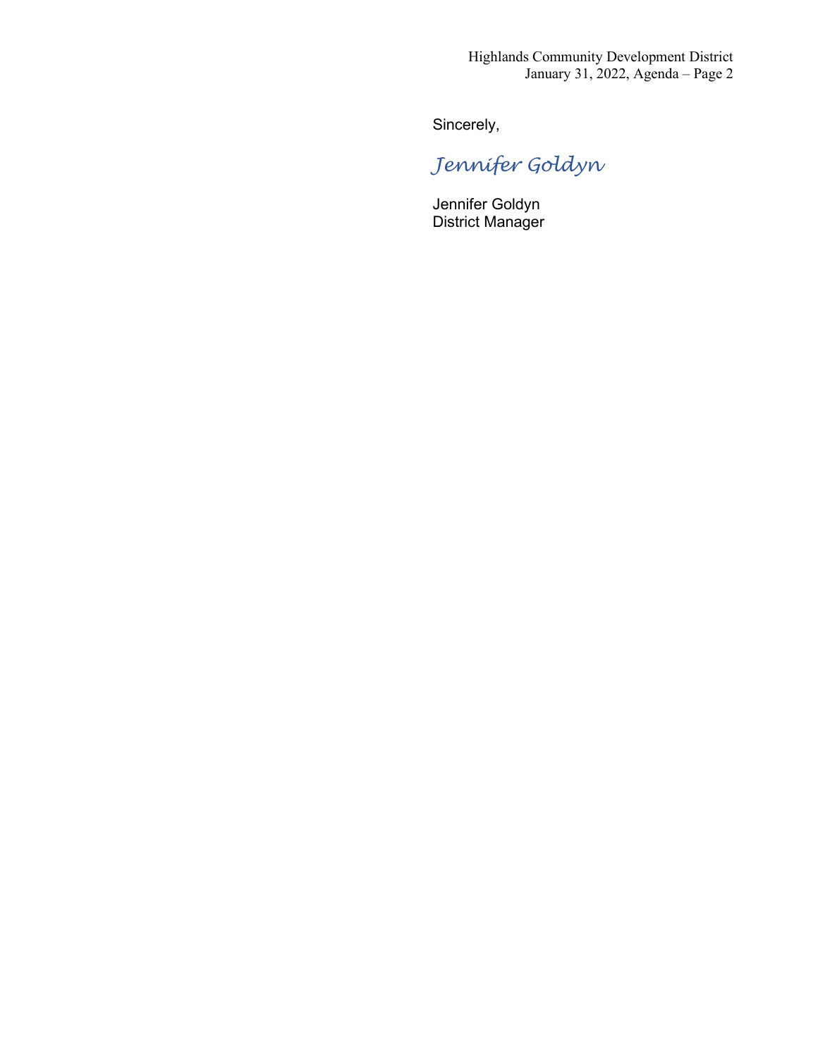Sincerely,

*Jennifer Goldyn*

Jennifer Goldyn
District Manager